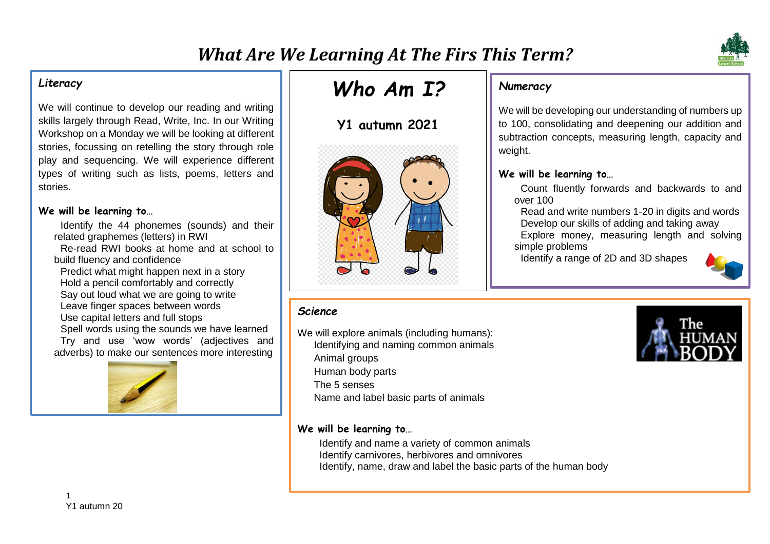# *What Are We Learning At The Firs This Term?*

## *Who Am I?*

**Y1 autumn 2021**

### *Literacy*

We will continue to develop our reading and writing skills largely through Read, Write, Inc. In our Writing Workshop on a Monday we will be looking at different stories, focussing on retelling the story through role play and sequencing. We will experience different types of writing such as lists, poems, letters and stories.

**We will be learning to…**

- Identify the 44 phonemes (sounds) and their related graphemes (letters) in RWI
- Re-read RWI books at home and at school to build fluency and confidence
- Predict what might happen next in a story
- Hold a pencil comfortably and correctly
- Say out loud what we are going to write
- Leave finger spaces between words
- Use capital letters and full stops
- Spell words using the sounds we have learned
- Try and use 'wow words' (adjectives and adverbs) to make our sentences more interesting

### *Numeracy*

We will be developing our understanding of numbers up to 100, consolidating and deepening our addition and subtraction concepts, measuring length, capacity and weight.

**We will be learning to…**

- Count fluently forwards and backwards to and over 100
- Read and write numbers 1-20 in digits and words
- Develop our skills of adding and taking away
- Explore money, measuring length and solving simple problems
- Identify a range of 2D and 3D shapes

### *Science*

We will explore animals (including humans):

- Identifying and naming common animals
- Animal groups
- Human body parts
- The 5 senses
- Name and label basic parts of animals

**We will be learning to…**

- Identify and name a variety of common animals
- Identify carnivores, herbivores and omnivores
- Identify, name, draw and label the basic parts of the human body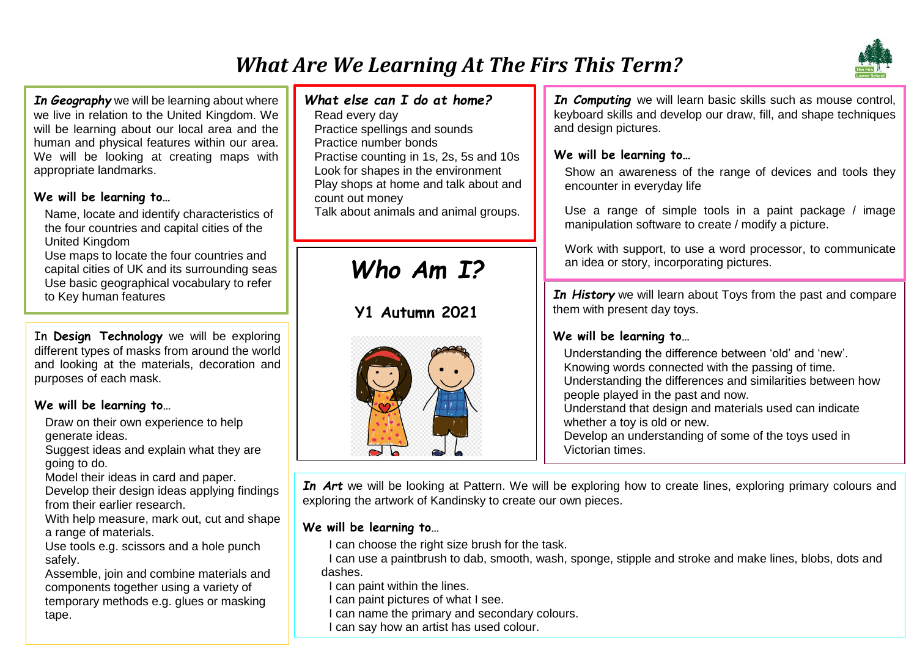# *What Are We Learning At The Firs This Term?*

***In Geography*** we will be learning about where we live in relation to the United Kingdom. We will be learning about our local area and the human and physical features within our area. We will be looking at creating maps with appropriate landmarks.

**We will be learning to…**

- Name, locate and identify characteristics of the four countries and capital cities of the United Kingdom
- Use maps to locate the four countries and capital cities of UK and its surrounding seas
- Use basic geographical vocabulary to refer to Key human features

In **Design Technology** we will be exploring different types of masks from around the world and looking at the materials, decoration and purposes of each mask.

**We will be learning to…**

- Draw on their own experience to help generate ideas.
- Suggest ideas and explain what they are going to do.
- Model their ideas in card and paper.
- Develop their design ideas applying findings from their earlier research.
- With help measure, mark out, cut and shape a range of materials.
- Use tools e.g. scissors and a hole punch safely.
- Assemble, join and combine materials and components together using a variety of temporary methods e.g. glues or masking tape.

***What else can I do at home?***

- Read every day
- Practice spellings and sounds
- Practice number bonds
- Practise counting in 1s, 2s, 5s and 10s
- Look for shapes in the environment
- Play shops at home and talk about and count out money
- Talk about animals and animal groups.

## *Who Am I?*

**Y1 Autumn 2021**

***In Computing*** we will learn basic skills such as mouse control, keyboard skills and develop our draw, fill, and shape techniques and design pictures.

**We will be learning to…**

- Show an awareness of the range of devices and tools they encounter in everyday life
- Use a range of simple tools in a paint package / image manipulation software to create / modify a picture.
- Work with support, to use a word processor, to communicate an idea or story, incorporating pictures.

***In History*** we will learn about Toys from the past and compare them with present day toys.

**We will be learning to…**

- Understanding the difference between 'old' and 'new'.
- Knowing words connected with the passing of time.
- Understanding the differences and similarities between how people played in the past and now.
- Understand that design and materials used can indicate whether a toy is old or new.
- Develop an understanding of some of the toys used in Victorian times.

***In Art*** we will be looking at Pattern. We will be exploring how to create lines, exploring primary colours and exploring the artwork of Kandinsky to create our own pieces.

**We will be learning to…**

- I can choose the right size brush for the task.
- I can use a paintbrush to dab, smooth, wash, sponge, stipple and stroke and make lines, blobs, dots and dashes.
- I can paint within the lines.
- I can paint pictures of what I see.
- I can name the primary and secondary colours.
- I can say how an artist has used colour.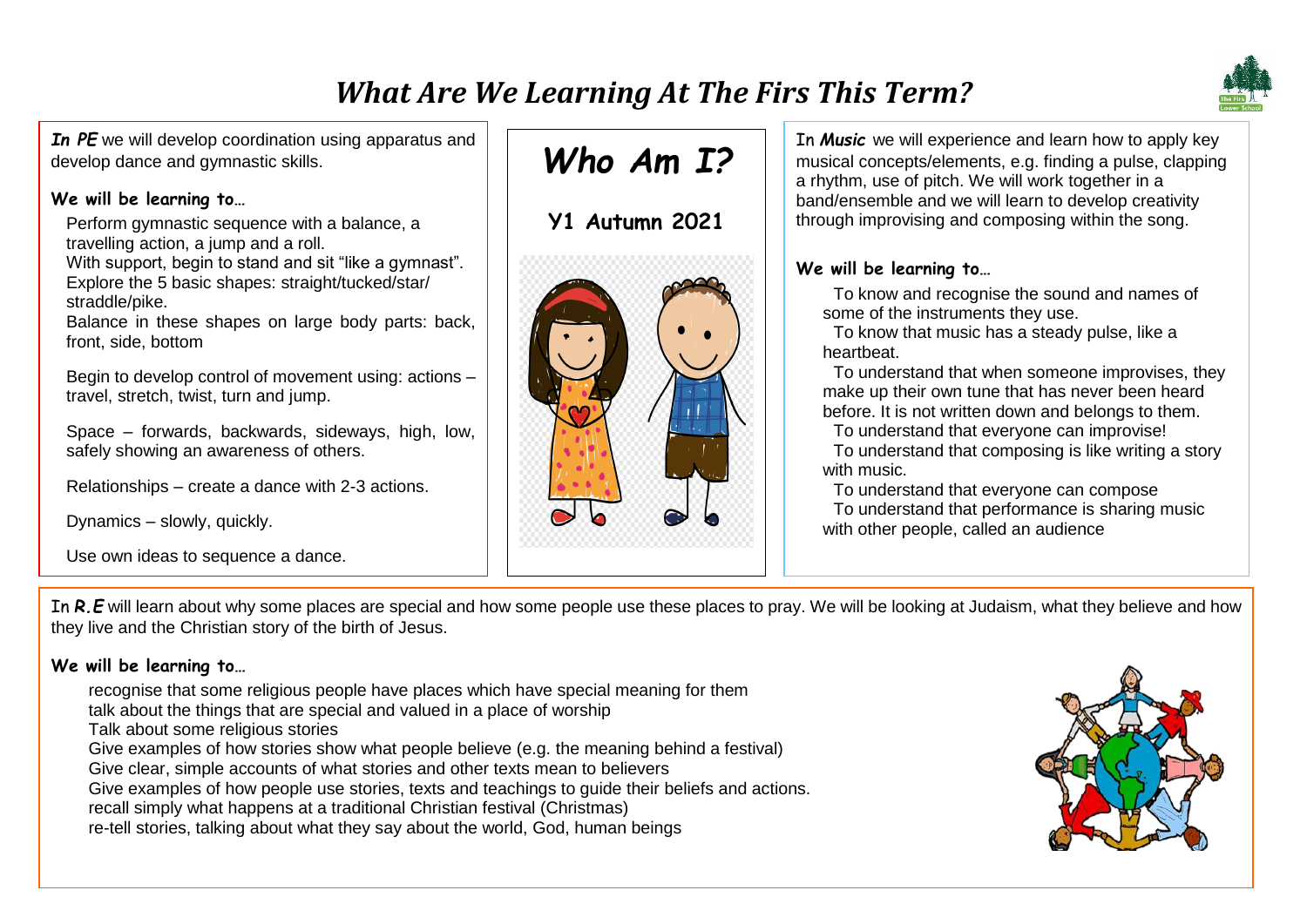# *What Are We Learning At The Firs This Term?*

***In PE*** we will develop coordination using apparatus and develop dance and gymnastic skills.

**We will be learning to…**

- Perform gymnastic sequence with a balance, a travelling action, a jump and a roll.
- With support, begin to stand and sit "like a gymnast".
- Explore the 5 basic shapes: straight/tucked/star/ straddle/pike.
- Balance in these shapes on large body parts: back, front, side, bottom
- Begin to develop control of movement using: actions – travel, stretch, twist, turn and jump.
- Space – forwards, backwards, sideways, high, low, safely showing an awareness of others.
- Relationships – create a dance with 2-3 actions.
- Dynamics – slowly, quickly.
- Use own ideas to sequence a dance.

## *Who Am I?*

### Y1 Autumn 2021

In ***Music*** we will experience and learn how to apply key musical concepts/elements, e.g. finding a pulse, clapping a rhythm, use of pitch. We will work together in a band/ensemble and we will learn to develop creativity through improvising and composing within the song.

**We will be learning to…**

- To know and recognise the sound and names of some of the instruments they use.
- To know that music has a steady pulse, like a heartbeat.
- To understand that when someone improvises, they make up their own tune that has never been heard before. It is not written down and belongs to them.
- To understand that everyone can improvise!
- To understand that composing is like writing a story with music.
- To understand that everyone can compose
- To understand that performance is sharing music with other people, called an audience

In ***R.E*** will learn about why some places are special and how some people use these places to pray. We will be looking at Judaism, what they believe and how they live and the Christian story of the birth of Jesus.

**We will be learning to…**

- recognise that some religious people have places which have special meaning for them
- talk about the things that are special and valued in a place of worship
- Talk about some religious stories
- Give examples of how stories show what people believe (e.g. the meaning behind a festival)
- Give clear, simple accounts of what stories and other texts mean to believers
- Give examples of how people use stories, texts and teachings to guide their beliefs and actions.
- recall simply what happens at a traditional Christian festival (Christmas)
- re-tell stories, talking about what they say about the world, God, human beings